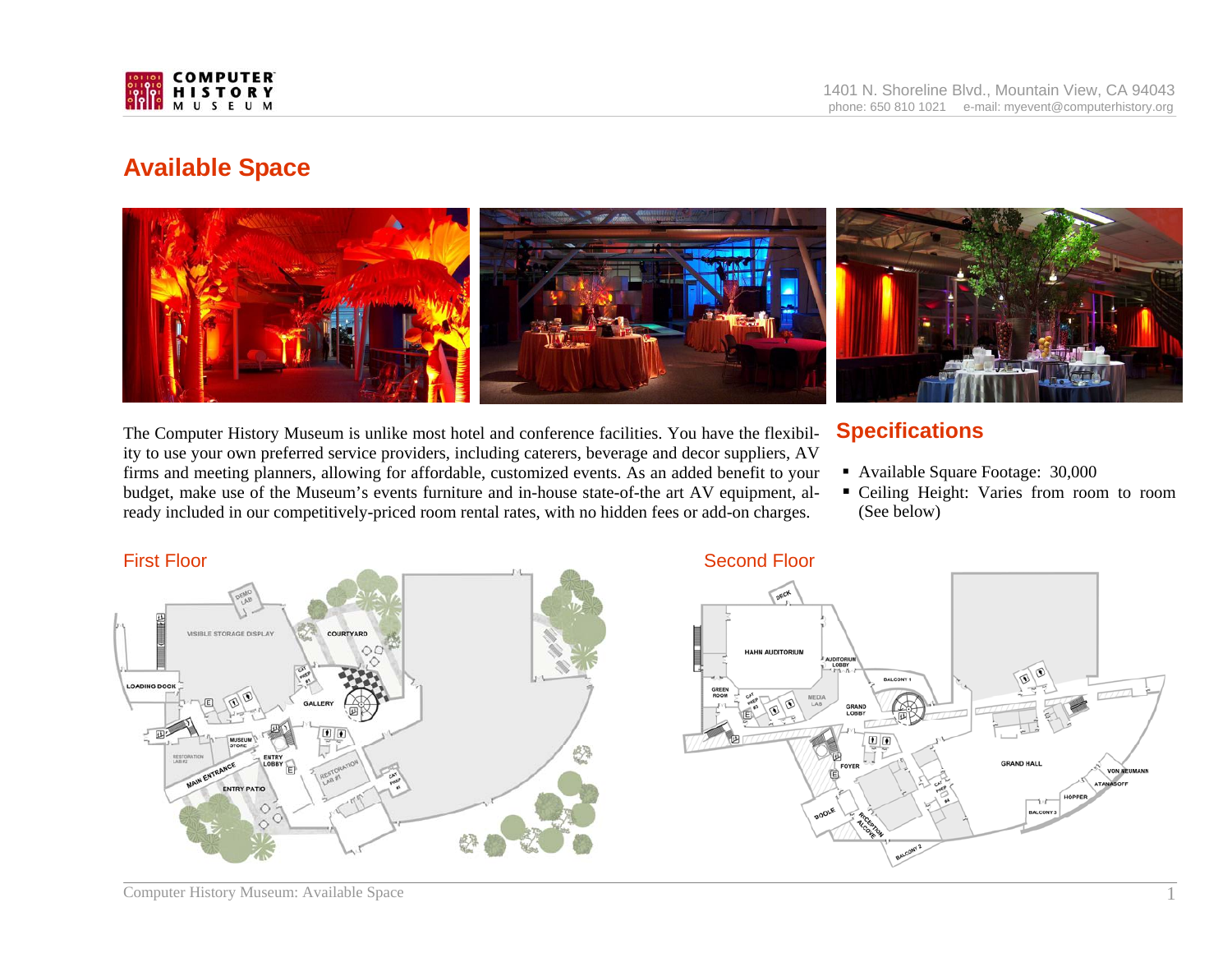# Available Space

The Computer History Museum is unlike most hotel and conference facilities. You have the flexibility to use your own preferred service providers, including caterers, beverage and decor suppliers, AV firms and meeting planners, allowing for affordable, customized events. As an added benefit to your budget, make use of the Museum's events furniture and in-house state-of-the art AV equipment, already included in our competitively-priced room rental rates, with no hidden fees or add-on charges.

## Specifications

- Available Square Footage: 30,000
- Ceiling Height: Varies from room to room (See below)

### First Floor

### Second Floor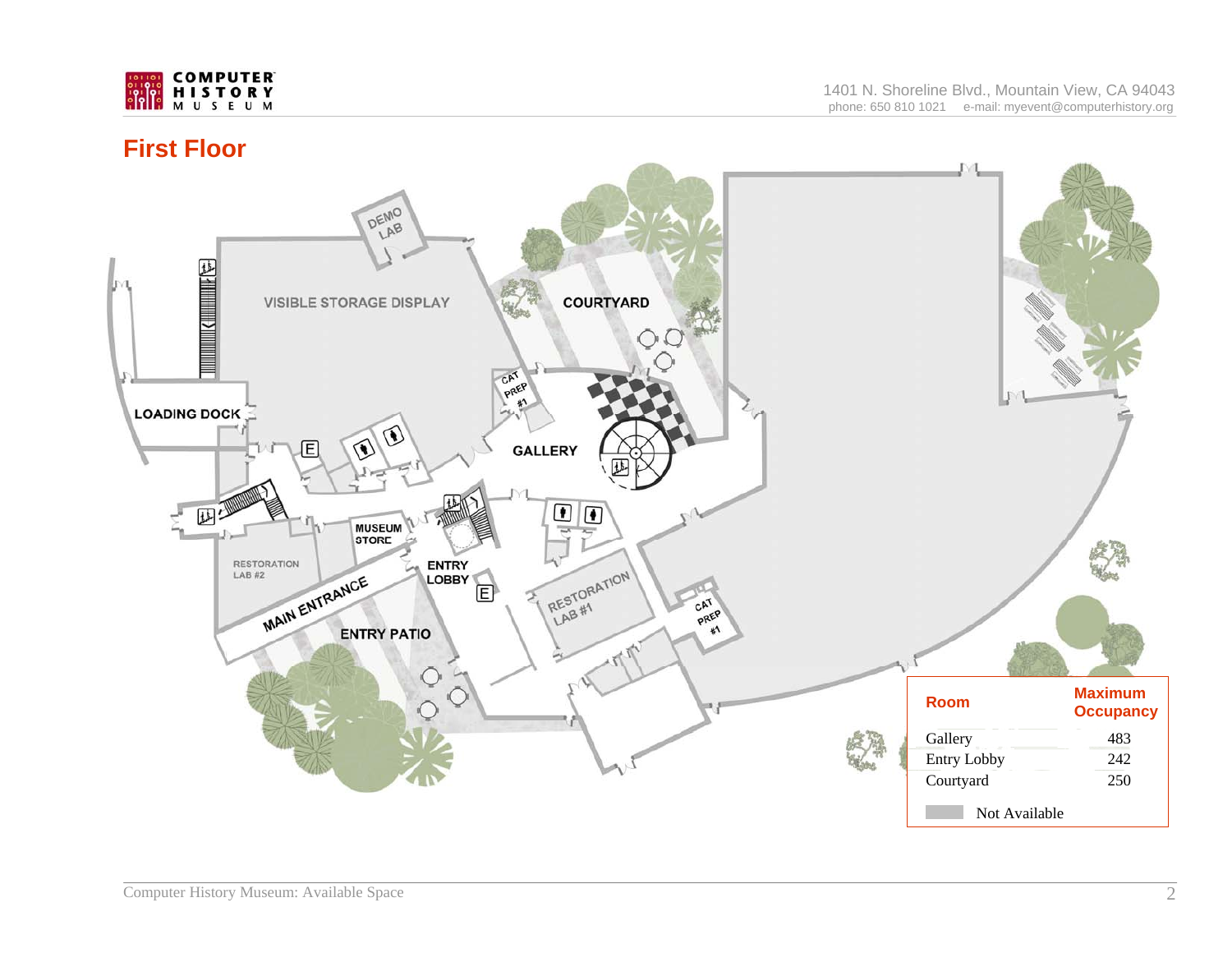## First Floor

VISIBLE STORAGE DISPLAY

DEMO LAB

COURTYARD

LOADING DOCK

CAT PREP #1

GALLERY

MUSEUM STORE

RESTORATION LAB #2

ENTRY LOBBY

RESTORATION LAB #1

MAIN ENTRANCE

ENTRY PATIO

CAT PREP #1

| Room | Maximum Occupancy |
| --- | --- |
| Gallery | 483 |
| Entry Lobby | 242 |
| Courtyard | 250 |

Not Available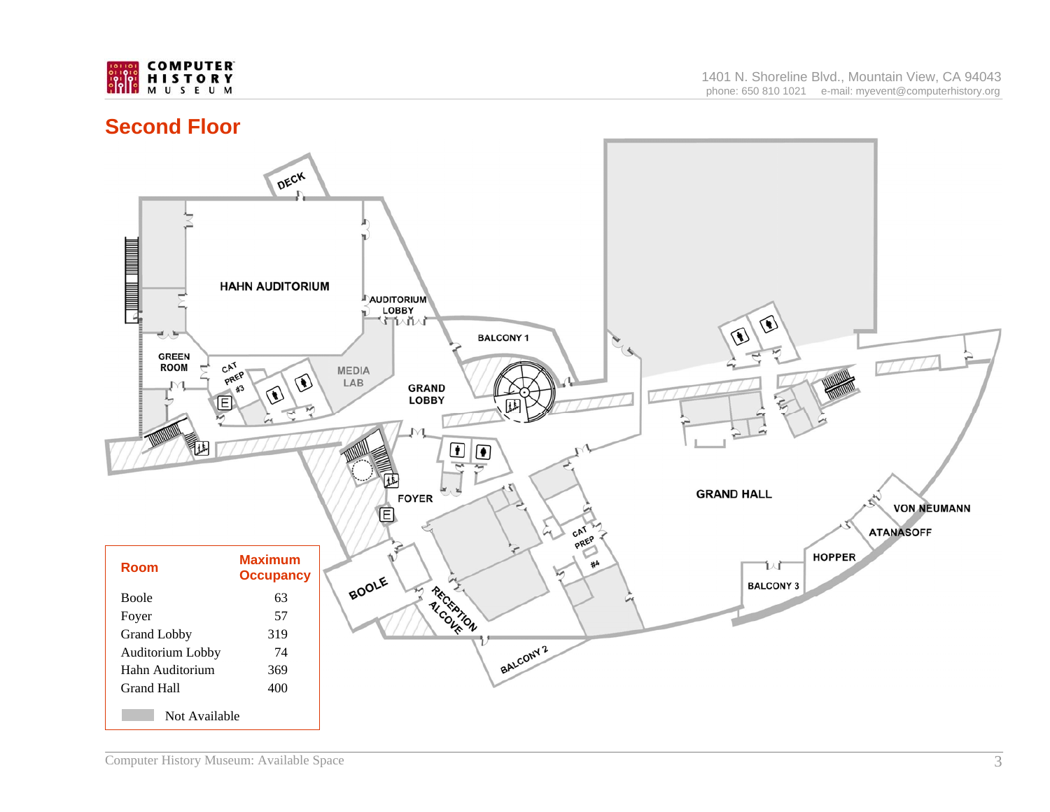## Second Floor

| Room | Maximum Occupancy |
| --- | --- |
| Boole | 63 |
| Foyer | 57 |
| Grand Lobby | 319 |
| Auditorium Lobby | 74 |
| Hahn Auditorium | 369 |
| Grand Hall | 400 |

Not Available

DECK

HAHN AUDITORIUM

AUDITORIUM LOBBY

GREEN ROOM

CAT PREP #3

MEDIA LAB

GRAND LOBBY

BALCONY 1

FOYER

BOOLE

RECEPTION ALCOVE

BALCONY 2

CAT PREP #4

GRAND HALL

VON NEUMANN

ATANASOFF

HOPPER

BALCONY 3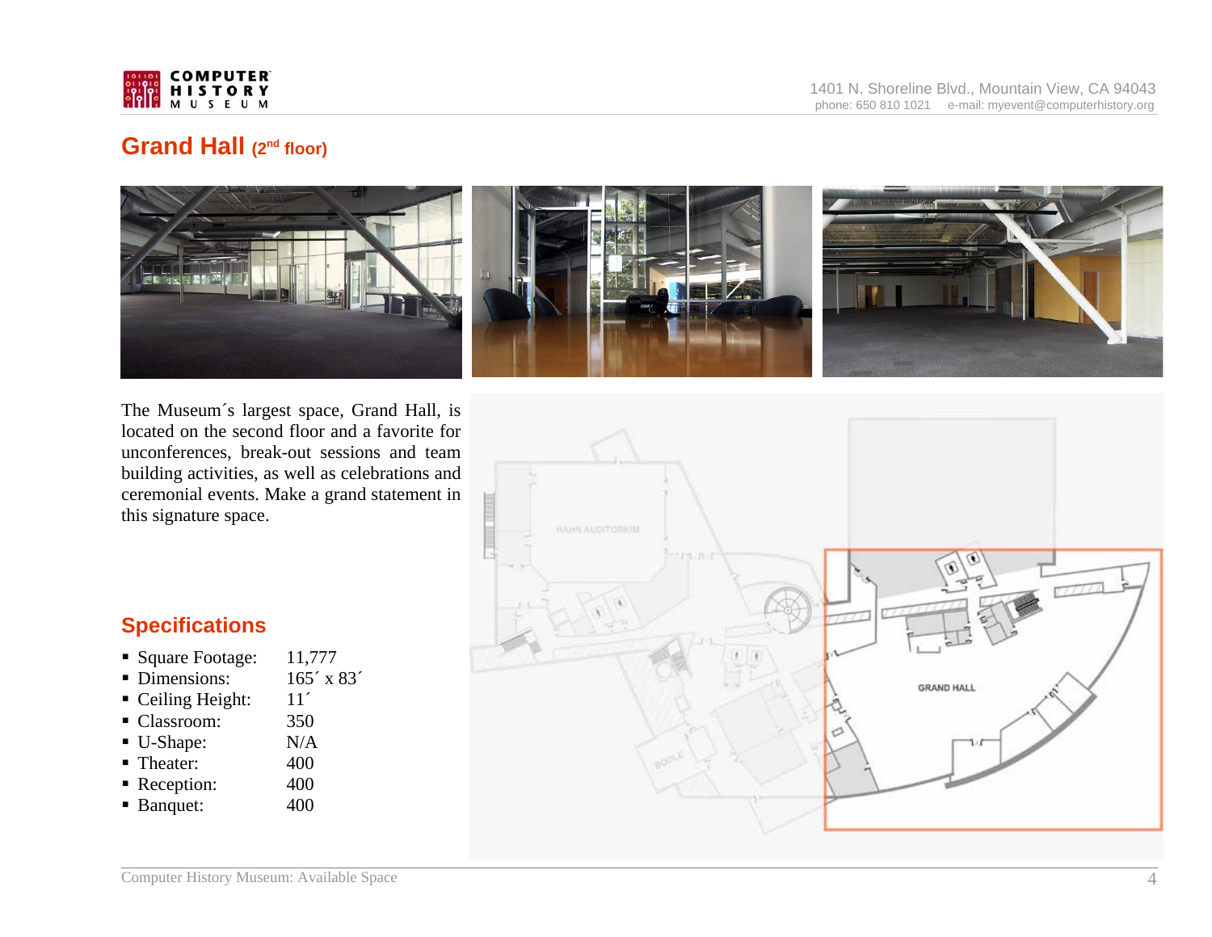# Grand Hall (2nd floor)

The Museum´s largest space, Grand Hall, is located on the second floor and a favorite for unconferences, break-out sessions and team building activities, as well as celebrations and ceremonial events. Make a grand statement in this signature space.

## Specifications

- Square Footage: 11,777
- Dimensions: 165´ x 83´
- Ceiling Height: 11´
- Classroom: 350
- U-Shape: N/A
- Theater: 400
- Reception: 400
- Banquet: 400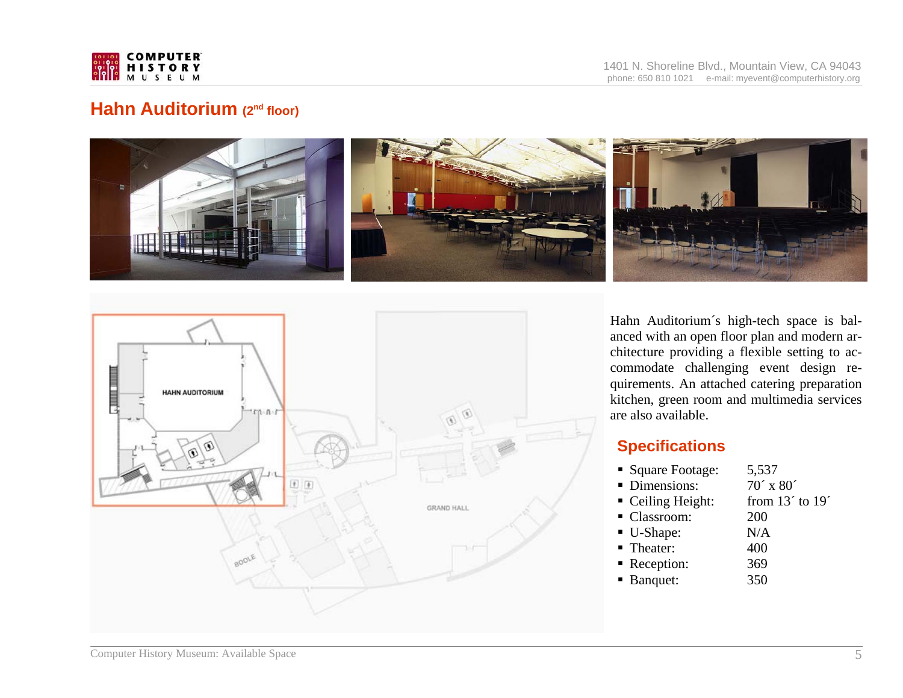## Hahn Auditorium (2nd floor)

Hahn Auditorium´s high-tech space is balanced with an open floor plan and modern architecture providing a flexible setting to accommodate challenging event design requirements. An attached catering preparation kitchen, green room and multimedia services are also available.

### Specifications

- Square Footage: 5,537
- Dimensions: 70´ x 80´
- Ceiling Height: from 13´ to 19´
- Classroom: 200
- U-Shape: N/A
- Theater: 400
- Reception: 369
- Banquet: 350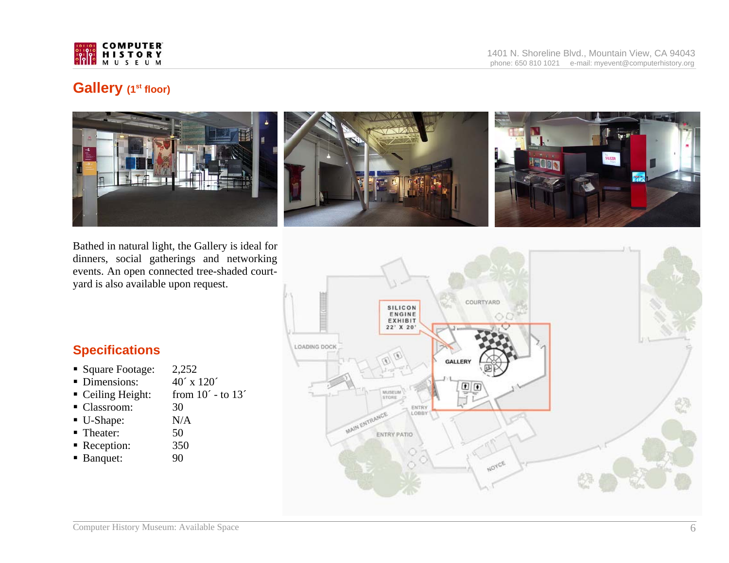# Gallery (1st floor)

Bathed in natural light, the Gallery is ideal for dinners, social gatherings and networking events. An open connected tree-shaded court-yard is also available upon request.

## Specifications

| | |
|---|---|
| Square Footage: | 2,252 |
| Dimensions: | 40´ x 120´ |
| Ceiling Height: | from 10´ - to 13´ |
| Classroom: | 30 |
| U-Shape: | N/A |
| Theater: | 50 |
| Reception: | 350 |
| Banquet: | 90 |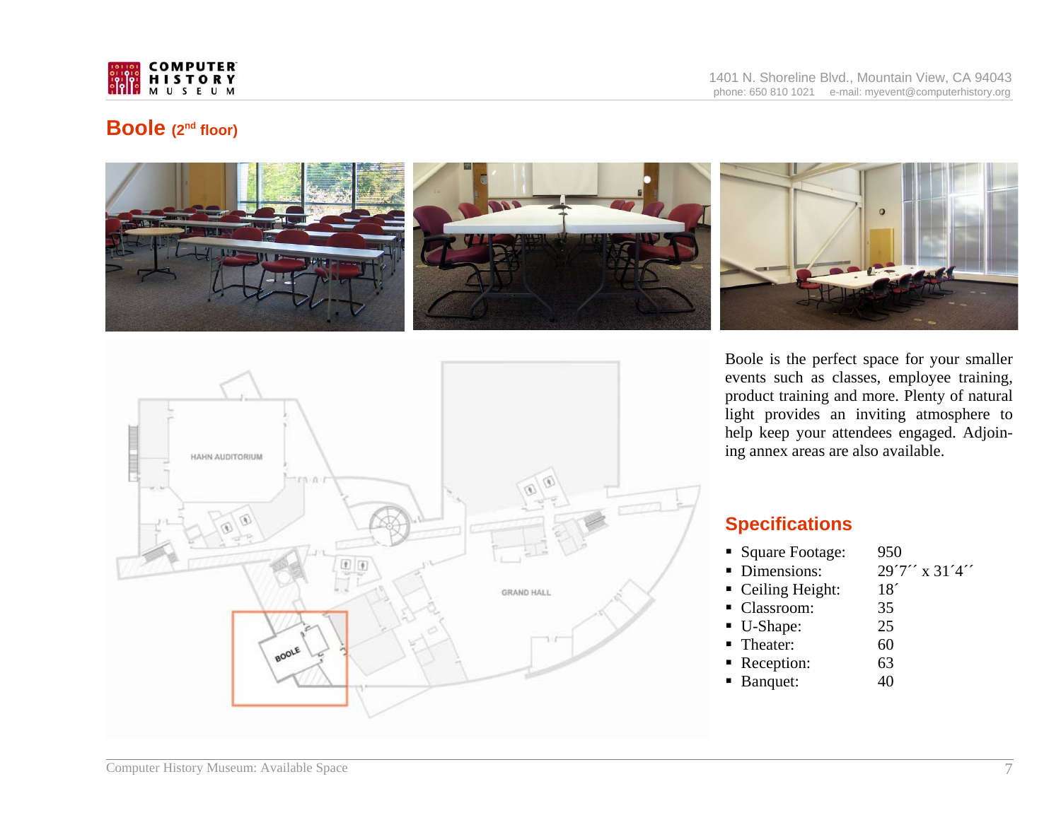# Boole (2[nd] floor)

HAHN AUDITORIUM

GRAND HALL

BOOLE

Boole is the perfect space for your smaller events such as classes, employee training, product training and more. Plenty of natural light provides an inviting atmosphere to help keep your attendees engaged. Adjoining annex areas are also available.

## Specifications

| | |
|---|---|
| ▪ Square Footage: | 950 |
| ▪ Dimensions: | 29´7´´ x 31´4´´ |
| ▪ Ceiling Height: | 18´ |
| ▪ Classroom: | 35 |
| ▪ U-Shape: | 25 |
| ▪ Theater: | 60 |
| ▪ Reception: | 63 |
| ▪ Banquet: | 40 |